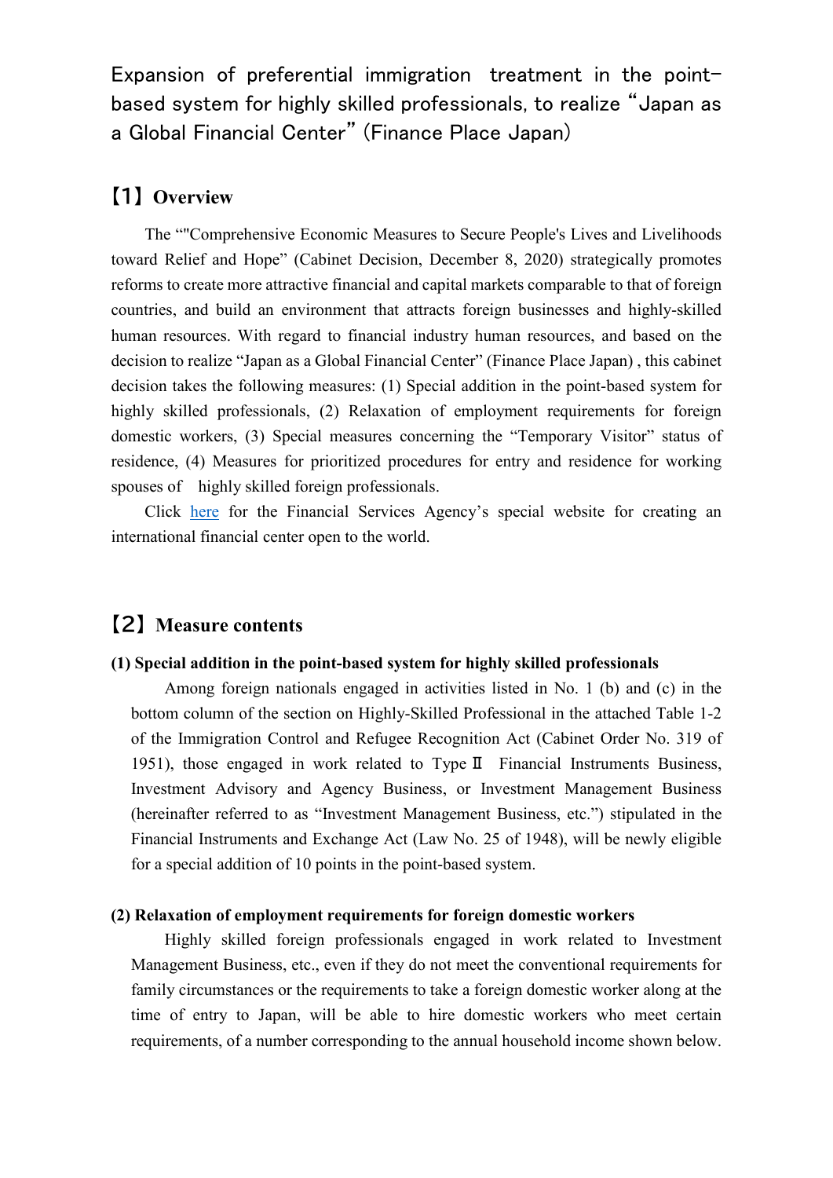# Expansion of preferential immigration treatment in the point-based system for highly skilled professionals, to realize "Japan as a Global Financial Center" (Finance Place Japan)

## 【1】Overview

The ""Comprehensive Economic Measures to Secure People's Lives and Livelihoods toward Relief and Hope" (Cabinet Decision, December 8, 2020) strategically promotes reforms to create more attractive financial and capital markets comparable to that of foreign countries, and build an environment that attracts foreign businesses and highly-skilled human resources. With regard to financial industry human resources, and based on the decision to realize "Japan as a Global Financial Center" (Finance Place Japan) , this cabinet decision takes the following measures: (1) Special addition in the point-based system for highly skilled professionals, (2) Relaxation of employment requirements for foreign domestic workers, (3) Special measures concerning the "Temporary Visitor" status of residence, (4) Measures for prioritized procedures for entry and residence for working spouses of highly skilled foreign professionals.

Click here for the Financial Services Agency's special website for creating an international financial center open to the world.

## 【2】Measure contents

### (1) Special addition in the point-based system for highly skilled professionals

Among foreign nationals engaged in activities listed in No. 1 (b) and (c) in the bottom column of the section on Highly-Skilled Professional in the attached Table 1-2 of the Immigration Control and Refugee Recognition Act (Cabinet Order No. 319 of 1951), those engaged in work related to Type Ⅱ Financial Instruments Business, Investment Advisory and Agency Business, or Investment Management Business (hereinafter referred to as "Investment Management Business, etc.") stipulated in the Financial Instruments and Exchange Act (Law No. 25 of 1948), will be newly eligible for a special addition of 10 points in the point-based system.

### (2) Relaxation of employment requirements for foreign domestic workers

Highly skilled foreign professionals engaged in work related to Investment Management Business, etc., even if they do not meet the conventional requirements for family circumstances or the requirements to take a foreign domestic worker along at the time of entry to Japan, will be able to hire domestic workers who meet certain requirements, of a number corresponding to the annual household income shown below.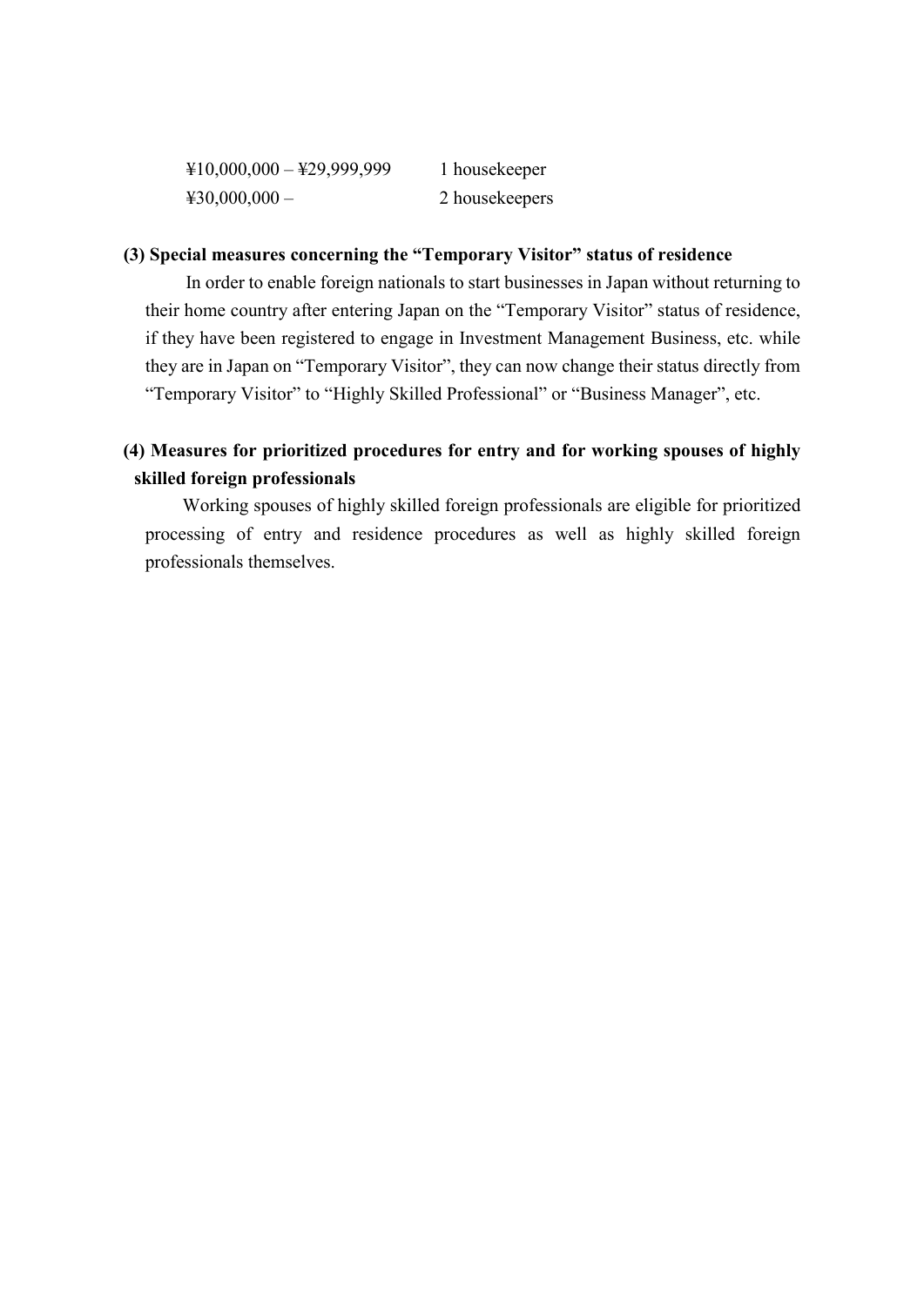| | |
|---|---|
| ¥10,000,000 – ¥29,999,999 | 1 housekeeper |
| ¥30,000,000 – | 2 housekeepers |

**(3) Special measures concerning the “Temporary Visitor” status of residence**

In order to enable foreign nationals to start businesses in Japan without returning to their home country after entering Japan on the “Temporary Visitor” status of residence, if they have been registered to engage in Investment Management Business, etc. while they are in Japan on “Temporary Visitor”, they can now change their status directly from “Temporary Visitor” to “Highly Skilled Professional” or “Business Manager”, etc.

**(4) Measures for prioritized procedures for entry and for working spouses of highly skilled foreign professionals**

Working spouses of highly skilled foreign professionals are eligible for prioritized processing of entry and residence procedures as well as highly skilled foreign professionals themselves.